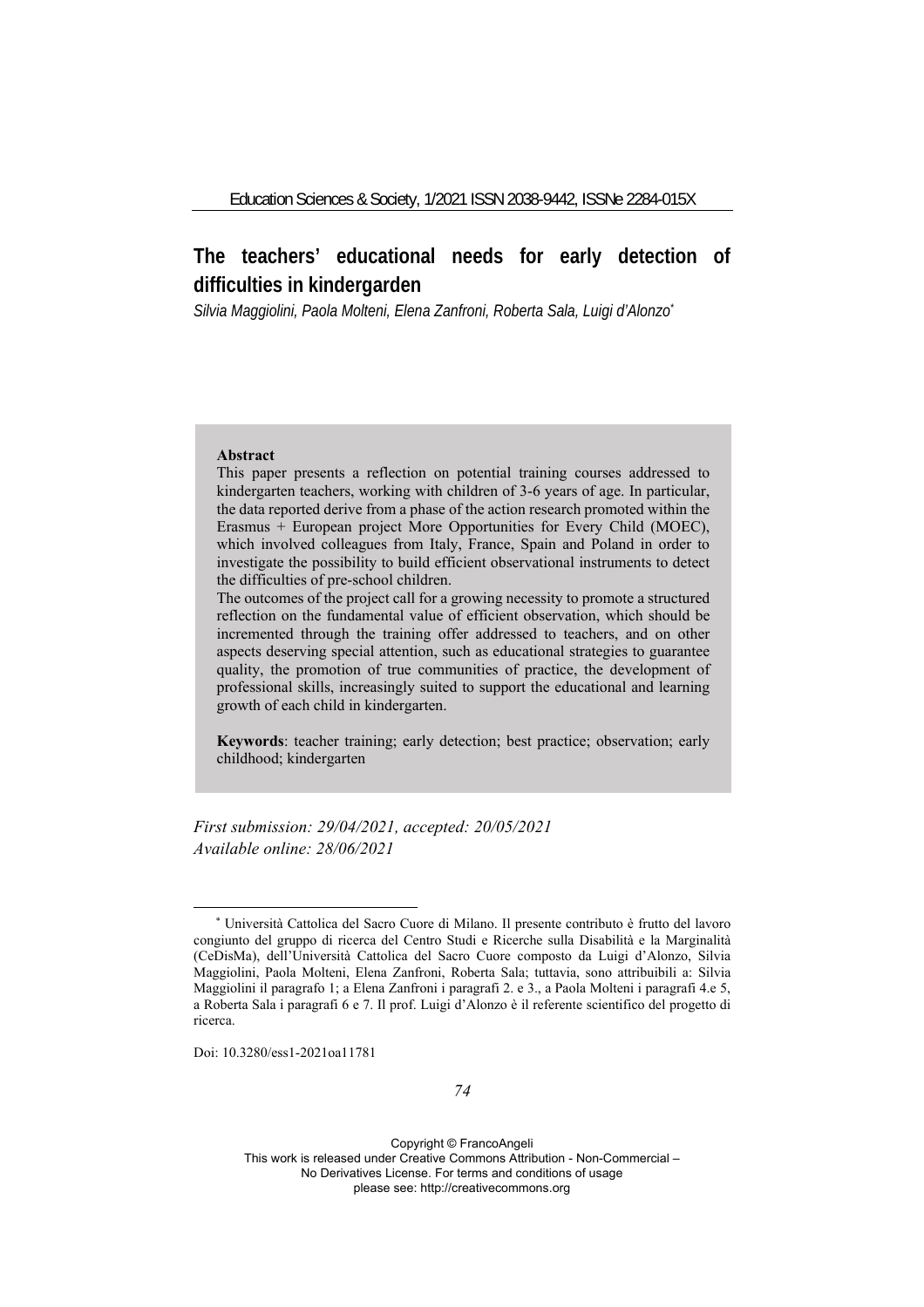# The teachers' educational needs for early detection of difficulties in kindergarden

*Silvia Maggiolini, Paola Molteni, Elena Zanfroni, Roberta Sala, Luigi d'Alonzo*[*]

**Abstract**

This paper presents a reflection on potential training courses addressed to kindergarten teachers, working with children of 3-6 years of age. In particular, the data reported derive from a phase of the action research promoted within the Erasmus + European project More Opportunities for Every Child (MOEC), which involved colleagues from Italy, France, Spain and Poland in order to investigate the possibility to build efficient observational instruments to detect the difficulties of pre-school children.

The outcomes of the project call for a growing necessity to promote a structured reflection on the fundamental value of efficient observation, which should be incremented through the training offer addressed to teachers, and on other aspects deserving special attention, such as educational strategies to guarantee quality, the promotion of true communities of practice, the development of professional skills, increasingly suited to support the educational and learning growth of each child in kindergarten.

**Keywords**: teacher training; early detection; best practice; observation; early childhood; kindergarten

*First submission: 29/04/2021, accepted: 20/05/2021*
*Available online: 28/06/2021*

[*] Università Cattolica del Sacro Cuore di Milano. Il presente contributo è frutto del lavoro congiunto del gruppo di ricerca del Centro Studi e Ricerche sulla Disabilità e la Marginalità (CeDisMa), dell'Università Cattolica del Sacro Cuore composto da Luigi d'Alonzo, Silvia Maggiolini, Paola Molteni, Elena Zanfroni, Roberta Sala; tuttavia, sono attribuibili a: Silvia Maggiolini il paragrafo 1; a Elena Zanfroni i paragrafi 2. e 3., a Paola Molteni i paragrafi 4.e 5, a Roberta Sala i paragrafi 6 e 7. Il prof. Luigi d'Alonzo è il referente scientifico del progetto di ricerca.

Doi: 10.3280/ess1-2021oa11781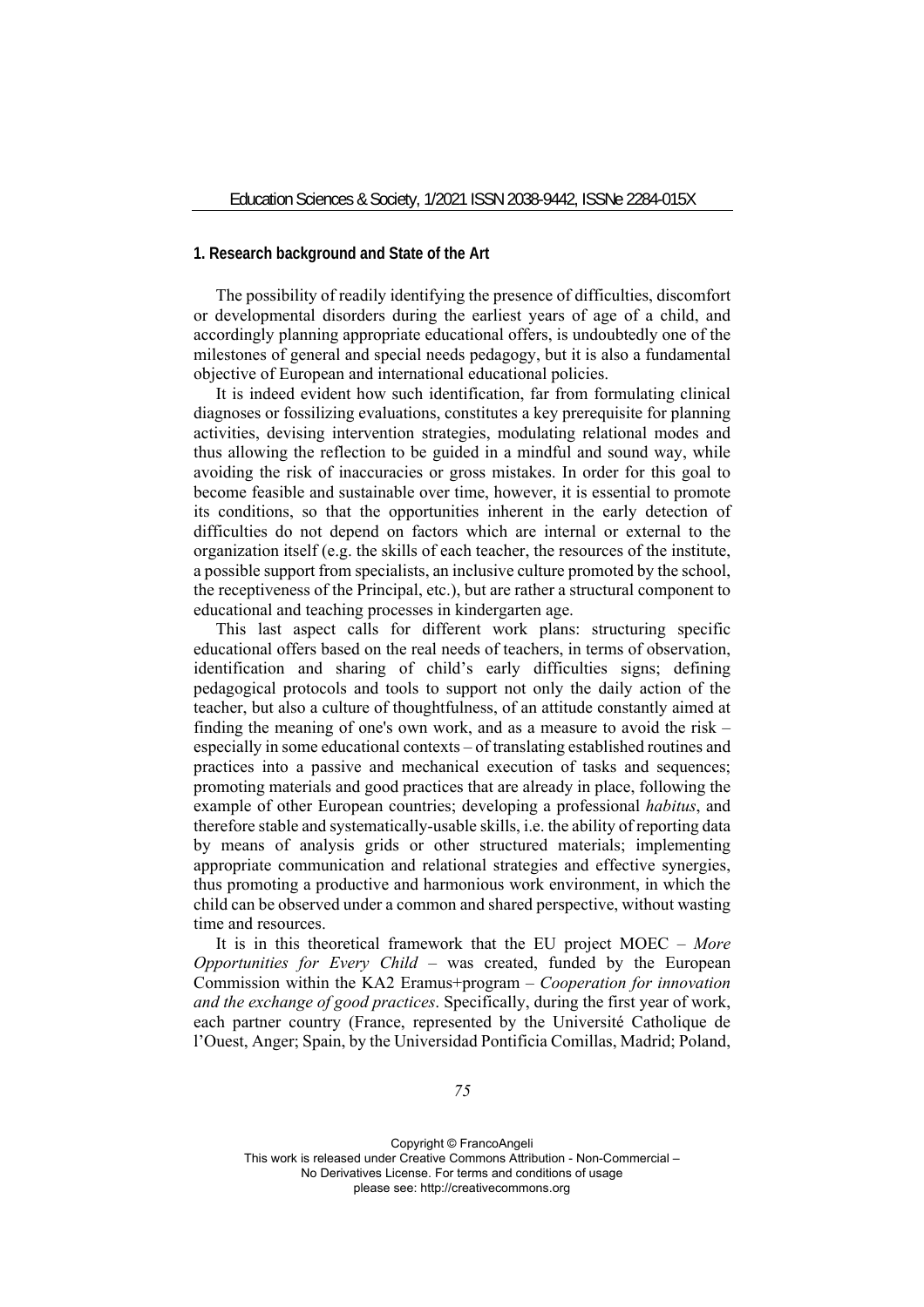## 1. Research background and State of the Art

The possibility of readily identifying the presence of difficulties, discomfort or developmental disorders during the earliest years of age of a child, and accordingly planning appropriate educational offers, is undoubtedly one of the milestones of general and special needs pedagogy, but it is also a fundamental objective of European and international educational policies.

It is indeed evident how such identification, far from formulating clinical diagnoses or fossilizing evaluations, constitutes a key prerequisite for planning activities, devising intervention strategies, modulating relational modes and thus allowing the reflection to be guided in a mindful and sound way, while avoiding the risk of inaccuracies or gross mistakes. In order for this goal to become feasible and sustainable over time, however, it is essential to promote its conditions, so that the opportunities inherent in the early detection of difficulties do not depend on factors which are internal or external to the organization itself (e.g. the skills of each teacher, the resources of the institute, a possible support from specialists, an inclusive culture promoted by the school, the receptiveness of the Principal, etc.), but are rather a structural component to educational and teaching processes in kindergarten age.

This last aspect calls for different work plans: structuring specific educational offers based on the real needs of teachers, in terms of observation, identification and sharing of child's early difficulties signs; defining pedagogical protocols and tools to support not only the daily action of the teacher, but also a culture of thoughtfulness, of an attitude constantly aimed at finding the meaning of one's own work, and as a measure to avoid the risk – especially in some educational contexts – of translating established routines and practices into a passive and mechanical execution of tasks and sequences; promoting materials and good practices that are already in place, following the example of other European countries; developing a professional *habitus*, and therefore stable and systematically-usable skills, i.e. the ability of reporting data by means of analysis grids or other structured materials; implementing appropriate communication and relational strategies and effective synergies, thus promoting a productive and harmonious work environment, in which the child can be observed under a common and shared perspective, without wasting time and resources.

It is in this theoretical framework that the EU project MOEC – *More Opportunities for Every Child* – was created, funded by the European Commission within the KA2 Eramus+program – *Cooperation for innovation and the exchange of good practices*. Specifically, during the first year of work, each partner country (France, represented by the Université Catholique de l'Ouest, Anger; Spain, by the Universidad Pontificia Comillas, Madrid; Poland,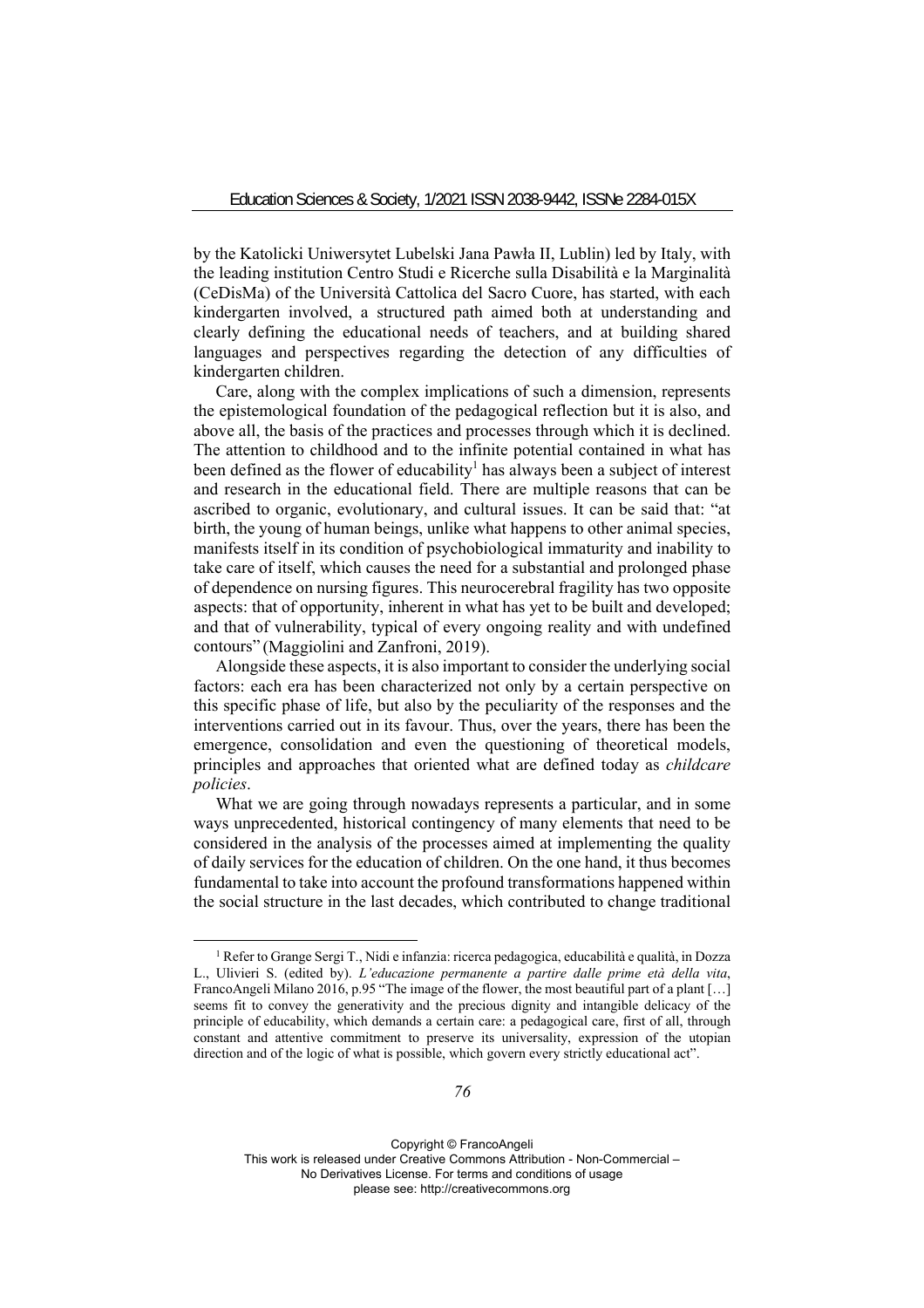by the Katolicki Uniwersytet Lubelski Jana Pawła II, Lublin) led by Italy, with the leading institution Centro Studi e Ricerche sulla Disabilità e la Marginalità (CeDisMa) of the Università Cattolica del Sacro Cuore, has started, with each kindergarten involved, a structured path aimed both at understanding and clearly defining the educational needs of teachers, and at building shared languages and perspectives regarding the detection of any difficulties of kindergarten children.

Care, along with the complex implications of such a dimension, represents the epistemological foundation of the pedagogical reflection but it is also, and above all, the basis of the practices and processes through which it is declined. The attention to childhood and to the infinite potential contained in what has been defined as the flower of educability[1] has always been a subject of interest and research in the educational field. There are multiple reasons that can be ascribed to organic, evolutionary, and cultural issues. It can be said that: "at birth, the young of human beings, unlike what happens to other animal species, manifests itself in its condition of psychobiological immaturity and inability to take care of itself, which causes the need for a substantial and prolonged phase of dependence on nursing figures. This neurocerebral fragility has two opposite aspects: that of opportunity, inherent in what has yet to be built and developed; and that of vulnerability, typical of every ongoing reality and with undefined contours" (Maggiolini and Zanfroni, 2019).

Alongside these aspects, it is also important to consider the underlying social factors: each era has been characterized not only by a certain perspective on this specific phase of life, but also by the peculiarity of the responses and the interventions carried out in its favour. Thus, over the years, there has been the emergence, consolidation and even the questioning of theoretical models, principles and approaches that oriented what are defined today as *childcare policies*.

What we are going through nowadays represents a particular, and in some ways unprecedented, historical contingency of many elements that need to be considered in the analysis of the processes aimed at implementing the quality of daily services for the education of children. On the one hand, it thus becomes fundamental to take into account the profound transformations happened within the social structure in the last decades, which contributed to change traditional

[1] Refer to Grange Sergi T., Nidi e infanzia: ricerca pedagogica, educabilità e qualità, in Dozza L., Ulivieri S. (edited by). *L'educazione permanente a partire dalle prime età della vita*, FrancoAngeli Milano 2016, p.95 "The image of the flower, the most beautiful part of a plant […] seems fit to convey the generativity and the precious dignity and intangible delicacy of the principle of educability, which demands a certain care: a pedagogical care, first of all, through constant and attentive commitment to preserve its universality, expression of the utopian direction and of the logic of what is possible, which govern every strictly educational act".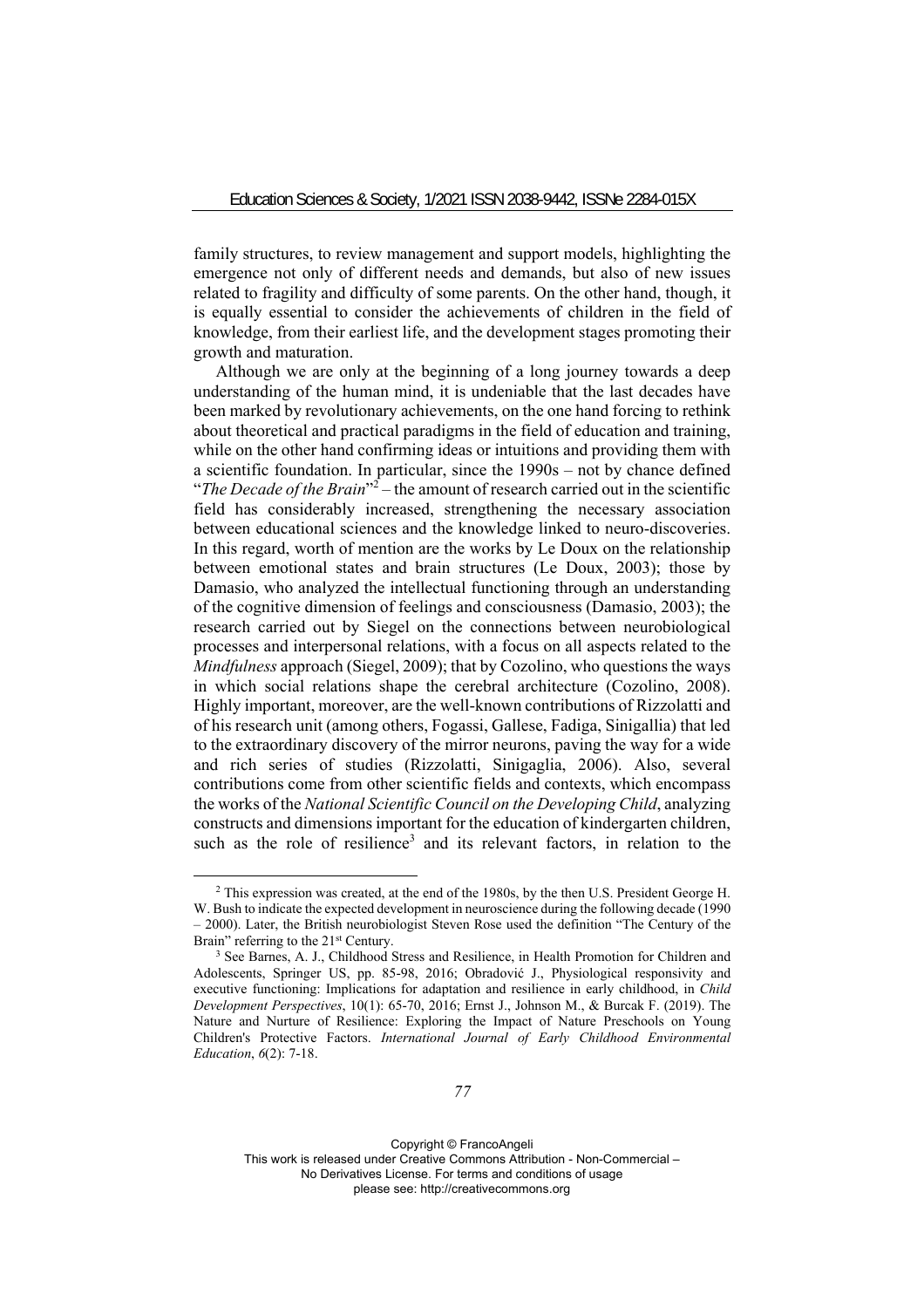family structures, to review management and support models, highlighting the emergence not only of different needs and demands, but also of new issues related to fragility and difficulty of some parents. On the other hand, though, it is equally essential to consider the achievements of children in the field of knowledge, from their earliest life, and the development stages promoting their growth and maturation.

Although we are only at the beginning of a long journey towards a deep understanding of the human mind, it is undeniable that the last decades have been marked by revolutionary achievements, on the one hand forcing to rethink about theoretical and practical paradigms in the field of education and training, while on the other hand confirming ideas or intuitions and providing them with a scientific foundation. In particular, since the 1990s – not by chance defined "*The Decade of the Brain*"[2] – the amount of research carried out in the scientific field has considerably increased, strengthening the necessary association between educational sciences and the knowledge linked to neuro-discoveries. In this regard, worth of mention are the works by Le Doux on the relationship between emotional states and brain structures (Le Doux, 2003); those by Damasio, who analyzed the intellectual functioning through an understanding of the cognitive dimension of feelings and consciousness (Damasio, 2003); the research carried out by Siegel on the connections between neurobiological processes and interpersonal relations, with a focus on all aspects related to the *Mindfulness* approach (Siegel, 2009); that by Cozolino, who questions the ways in which social relations shape the cerebral architecture (Cozolino, 2008). Highly important, moreover, are the well-known contributions of Rizzolatti and of his research unit (among others, Fogassi, Gallese, Fadiga, Sinigallia) that led to the extraordinary discovery of the mirror neurons, paving the way for a wide and rich series of studies (Rizzolatti, Sinigaglia, 2006). Also, several contributions come from other scientific fields and contexts, which encompass the works of the *National Scientific Council on the Developing Child*, analyzing constructs and dimensions important for the education of kindergarten children, such as the role of resilience[3] and its relevant factors, in relation to the

[2] This expression was created, at the end of the 1980s, by the then U.S. President George H. W. Bush to indicate the expected development in neuroscience during the following decade (1990 – 2000). Later, the British neurobiologist Steven Rose used the definition "The Century of the Brain" referring to the 21st Century.

[3] See Barnes, A. J., Childhood Stress and Resilience, in Health Promotion for Children and Adolescents, Springer US, pp. 85-98, 2016; Obradović J., Physiological responsivity and executive functioning: Implications for adaptation and resilience in early childhood, in *Child Development Perspectives*, 10(1): 65-70, 2016; Ernst J., Johnson M., & Burcak F. (2019). The Nature and Nurture of Resilience: Exploring the Impact of Nature Preschools on Young Children's Protective Factors. *International Journal of Early Childhood Environmental Education*, *6*(2): 7-18.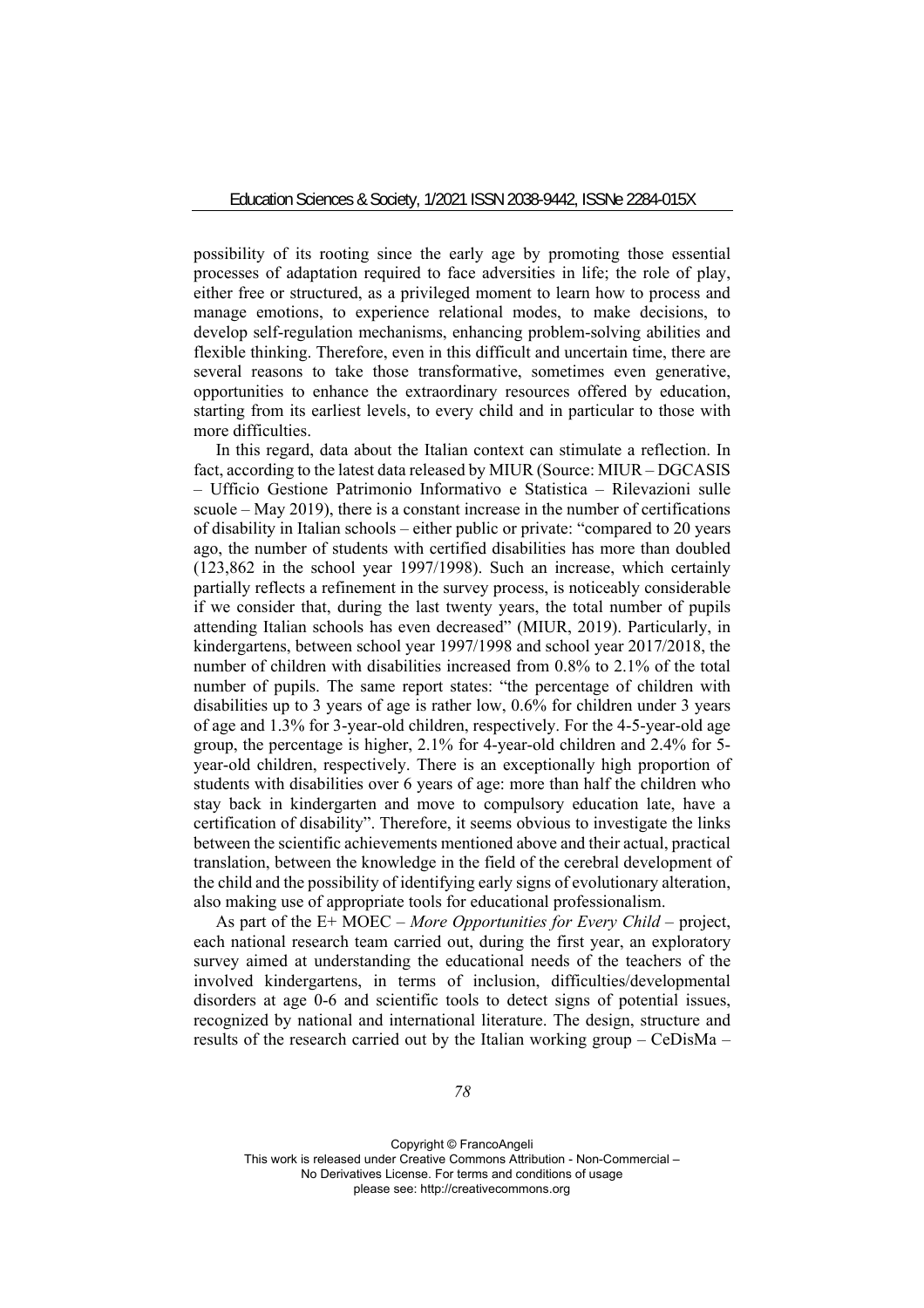possibility of its rooting since the early age by promoting those essential processes of adaptation required to face adversities in life; the role of play, either free or structured, as a privileged moment to learn how to process and manage emotions, to experience relational modes, to make decisions, to develop self-regulation mechanisms, enhancing problem-solving abilities and flexible thinking. Therefore, even in this difficult and uncertain time, there are several reasons to take those transformative, sometimes even generative, opportunities to enhance the extraordinary resources offered by education, starting from its earliest levels, to every child and in particular to those with more difficulties.

In this regard, data about the Italian context can stimulate a reflection. In fact, according to the latest data released by MIUR (Source: MIUR – DGCASIS – Ufficio Gestione Patrimonio Informativo e Statistica – Rilevazioni sulle scuole – May 2019), there is a constant increase in the number of certifications of disability in Italian schools – either public or private: "compared to 20 years ago, the number of students with certified disabilities has more than doubled (123,862 in the school year 1997/1998). Such an increase, which certainly partially reflects a refinement in the survey process, is noticeably considerable if we consider that, during the last twenty years, the total number of pupils attending Italian schools has even decreased" (MIUR, 2019). Particularly, in kindergartens, between school year 1997/1998 and school year 2017/2018, the number of children with disabilities increased from 0.8% to 2.1% of the total number of pupils. The same report states: "the percentage of children with disabilities up to 3 years of age is rather low, 0.6% for children under 3 years of age and 1.3% for 3-year-old children, respectively. For the 4-5-year-old age group, the percentage is higher, 2.1% for 4-year-old children and 2.4% for 5-year-old children, respectively. There is an exceptionally high proportion of students with disabilities over 6 years of age: more than half the children who stay back in kindergarten and move to compulsory education late, have a certification of disability". Therefore, it seems obvious to investigate the links between the scientific achievements mentioned above and their actual, practical translation, between the knowledge in the field of the cerebral development of the child and the possibility of identifying early signs of evolutionary alteration, also making use of appropriate tools for educational professionalism.

As part of the E+ MOEC – *More Opportunities for Every Child* – project, each national research team carried out, during the first year, an exploratory survey aimed at understanding the educational needs of the teachers of the involved kindergartens, in terms of inclusion, difficulties/developmental disorders at age 0-6 and scientific tools to detect signs of potential issues, recognized by national and international literature. The design, structure and results of the research carried out by the Italian working group – CeDisMa –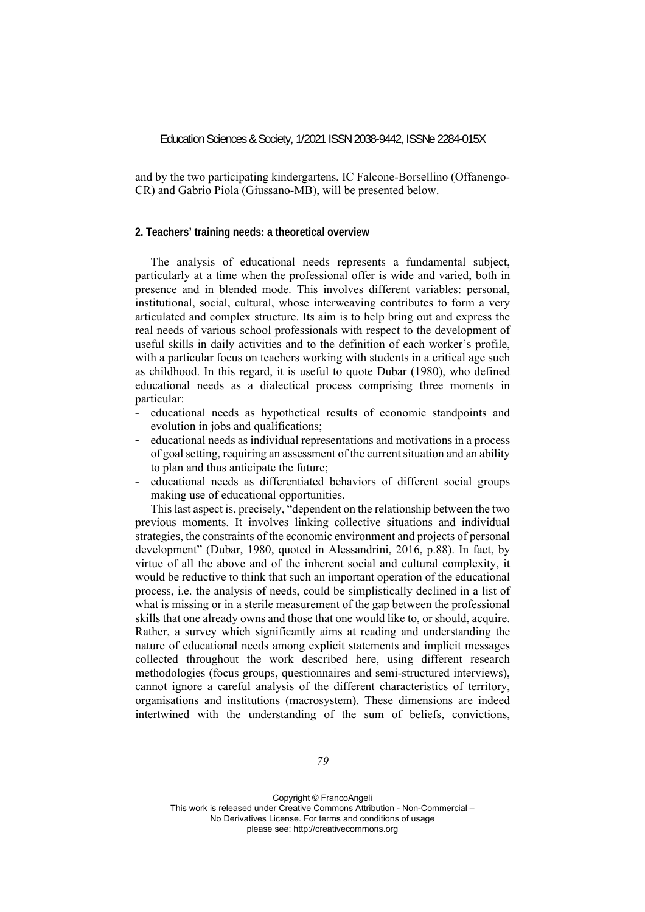and by the two participating kindergartens, IC Falcone-Borsellino (Offanengo-CR) and Gabrio Piola (Giussano-MB), will be presented below.

## 2. Teachers' training needs: a theoretical overview

The analysis of educational needs represents a fundamental subject, particularly at a time when the professional offer is wide and varied, both in presence and in blended mode. This involves different variables: personal, institutional, social, cultural, whose interweaving contributes to form a very articulated and complex structure. Its aim is to help bring out and express the real needs of various school professionals with respect to the development of useful skills in daily activities and to the definition of each worker's profile, with a particular focus on teachers working with students in a critical age such as childhood. In this regard, it is useful to quote Dubar (1980), who defined educational needs as a dialectical process comprising three moments in particular:

- educational needs as hypothetical results of economic standpoints and evolution in jobs and qualifications;
- educational needs as individual representations and motivations in a process of goal setting, requiring an assessment of the current situation and an ability to plan and thus anticipate the future;
- educational needs as differentiated behaviors of different social groups making use of educational opportunities.

This last aspect is, precisely, "dependent on the relationship between the two previous moments. It involves linking collective situations and individual strategies, the constraints of the economic environment and projects of personal development" (Dubar, 1980, quoted in Alessandrini, 2016, p.88). In fact, by virtue of all the above and of the inherent social and cultural complexity, it would be reductive to think that such an important operation of the educational process, i.e. the analysis of needs, could be simplistically declined in a list of what is missing or in a sterile measurement of the gap between the professional skills that one already owns and those that one would like to, or should, acquire. Rather, a survey which significantly aims at reading and understanding the nature of educational needs among explicit statements and implicit messages collected throughout the work described here, using different research methodologies (focus groups, questionnaires and semi-structured interviews), cannot ignore a careful analysis of the different characteristics of territory, organisations and institutions (macrosystem). These dimensions are indeed intertwined with the understanding of the sum of beliefs, convictions,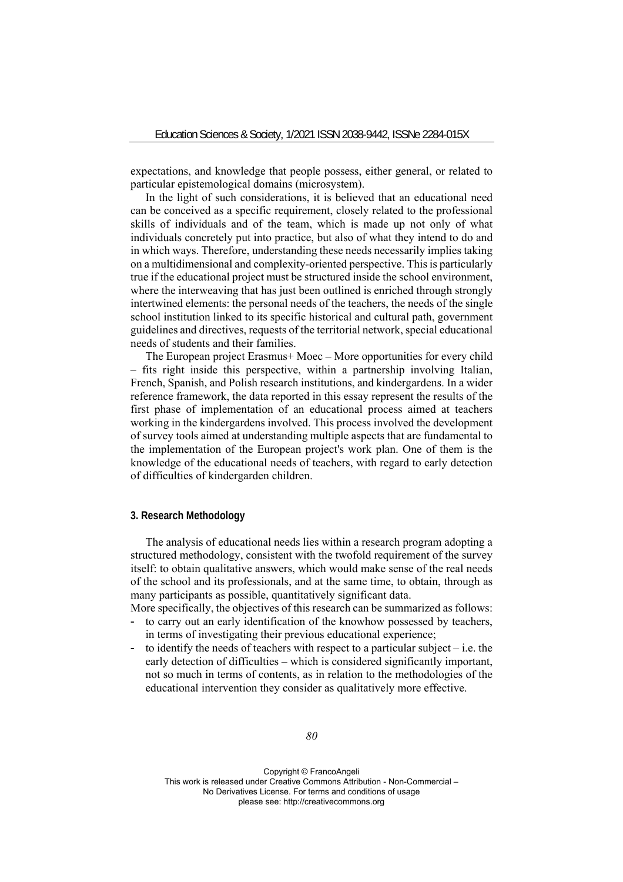expectations, and knowledge that people possess, either general, or related to particular epistemological domains (microsystem).

In the light of such considerations, it is believed that an educational need can be conceived as a specific requirement, closely related to the professional skills of individuals and of the team, which is made up not only of what individuals concretely put into practice, but also of what they intend to do and in which ways. Therefore, understanding these needs necessarily implies taking on a multidimensional and complexity-oriented perspective. This is particularly true if the educational project must be structured inside the school environment, where the interweaving that has just been outlined is enriched through strongly intertwined elements: the personal needs of the teachers, the needs of the single school institution linked to its specific historical and cultural path, government guidelines and directives, requests of the territorial network, special educational needs of students and their families.

The European project Erasmus+ Moec – More opportunities for every child – fits right inside this perspective, within a partnership involving Italian, French, Spanish, and Polish research institutions, and kindergardens. In a wider reference framework, the data reported in this essay represent the results of the first phase of implementation of an educational process aimed at teachers working in the kindergardens involved. This process involved the development of survey tools aimed at understanding multiple aspects that are fundamental to the implementation of the European project's work plan. One of them is the knowledge of the educational needs of teachers, with regard to early detection of difficulties of kindergarden children.

## 3. Research Methodology

The analysis of educational needs lies within a research program adopting a structured methodology, consistent with the twofold requirement of the survey itself: to obtain qualitative answers, which would make sense of the real needs of the school and its professionals, and at the same time, to obtain, through as many participants as possible, quantitatively significant data.

More specifically, the objectives of this research can be summarized as follows:

- to carry out an early identification of the knowhow possessed by teachers, in terms of investigating their previous educational experience;
- to identify the needs of teachers with respect to a particular subject – i.e. the early detection of difficulties – which is considered significantly important, not so much in terms of contents, as in relation to the methodologies of the educational intervention they consider as qualitatively more effective.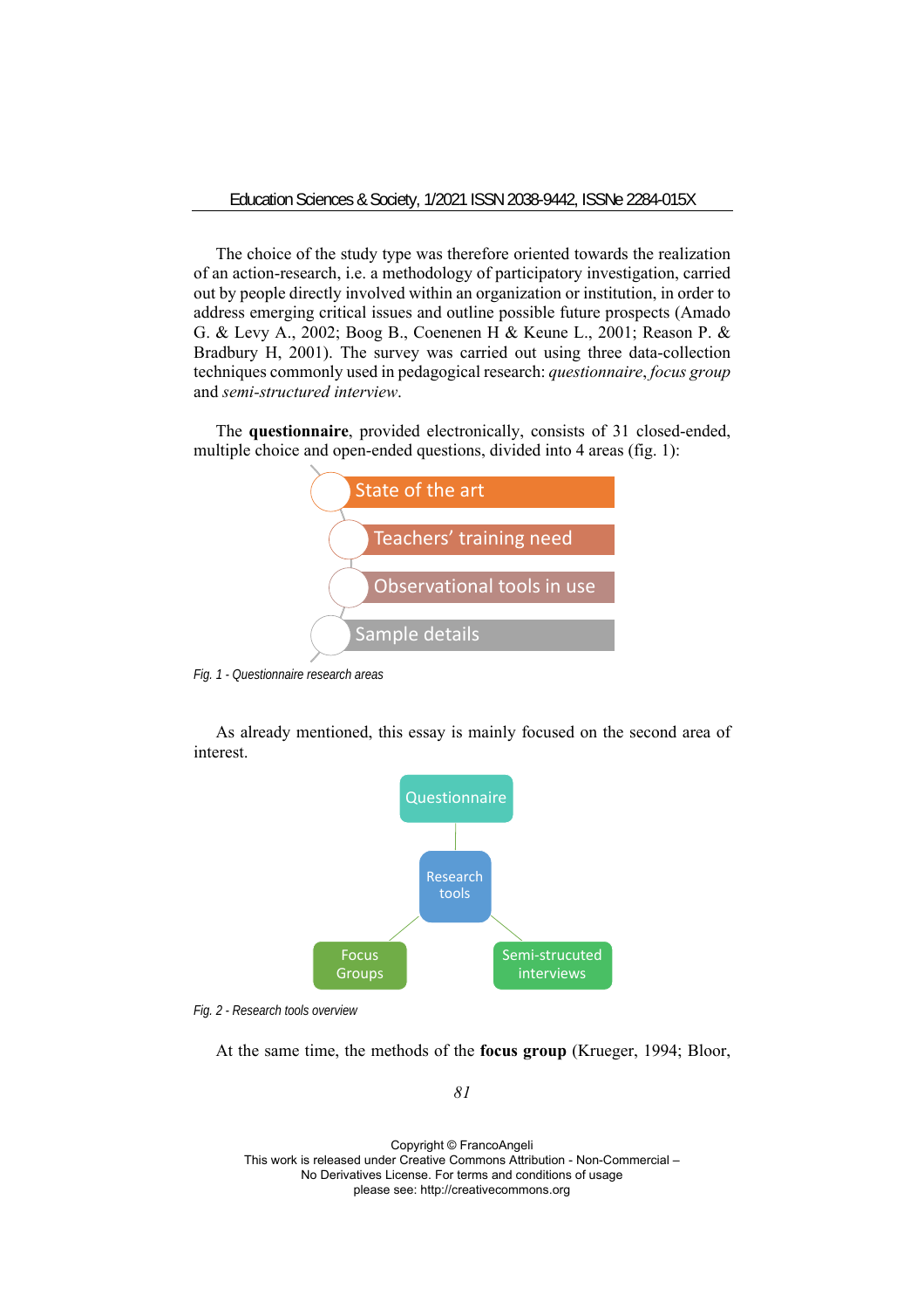The choice of the study type was therefore oriented towards the realization of an action-research, i.e. a methodology of participatory investigation, carried out by people directly involved within an organization or institution, in order to address emerging critical issues and outline possible future prospects (Amado G. & Levy A., 2002; Boog B., Coenenen H & Keune L., 2001; Reason P. & Bradbury H, 2001). The survey was carried out using three data-collection techniques commonly used in pedagogical research: *questionnaire*, *focus group* and *semi-structured interview*.

The **questionnaire**, provided electronically, consists of 31 closed-ended, multiple choice and open-ended questions, divided into 4 areas (fig. 1):

- State of the art
- Teachers' training need
- Observational tools in use
- Sample details

*Fig. 1 - Questionnaire research areas*

As already mentioned, this essay is mainly focused on the second area of interest.

- Research tools
  - Questionnaire
  - Focus Groups
  - Semi-structured interviews

*Fig. 2 - Research tools overview*

At the same time, the methods of the **focus group** (Krueger, 1994; Bloor,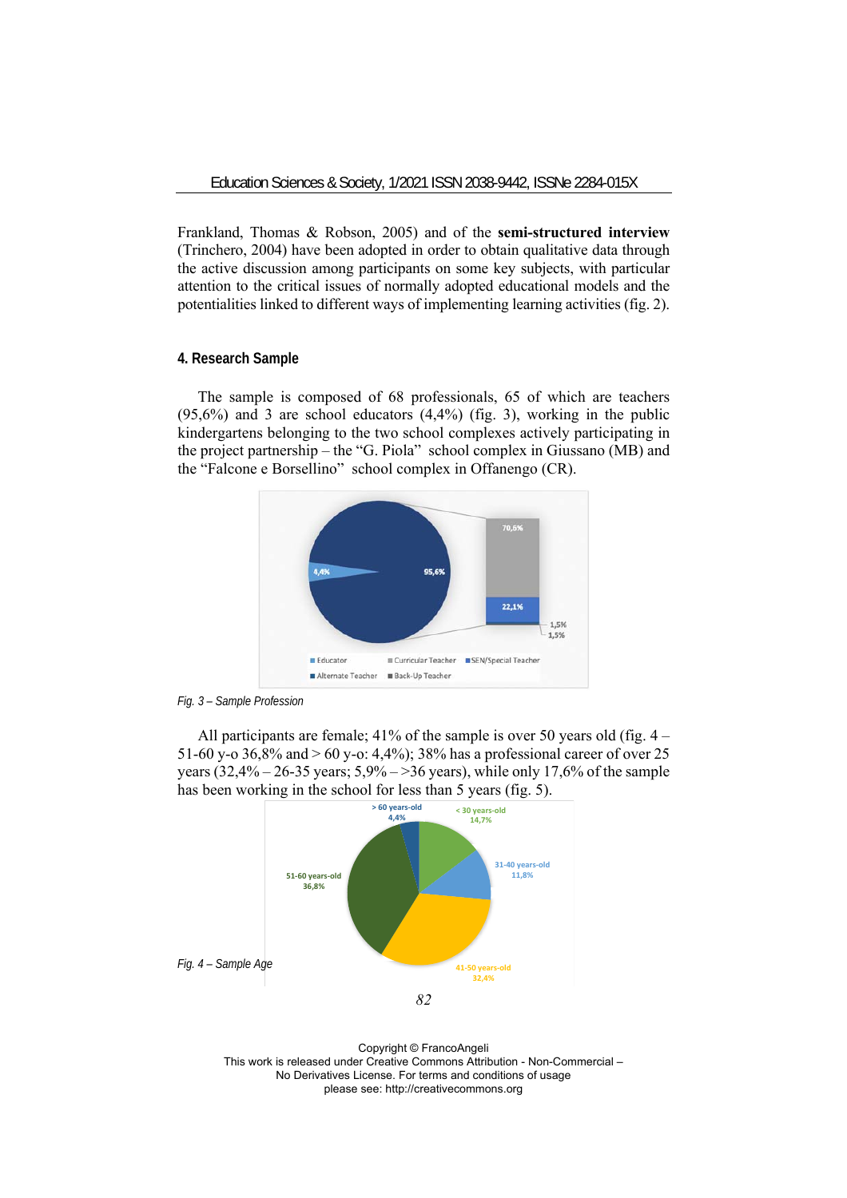Frankland, Thomas & Robson, 2005) and of the **semi-structured interview** (Trinchero, 2004) have been adopted in order to obtain qualitative data through the active discussion among participants on some key subjects, with particular attention to the critical issues of normally adopted educational models and the potentialities linked to different ways of implementing learning activities (fig. 2).

## 4. Research Sample

The sample is composed of 68 professionals, 65 of which are teachers (95,6%) and 3 are school educators (4,4%) (fig. 3), working in the public kindergartens belonging to the two school complexes actively participating in the project partnership – the "G. Piola" school complex in Giussano (MB) and the "Falcone e Borsellino" school complex in Offanengo (CR).

*Fig. 3 – Sample Profession*

All participants are female; 41% of the sample is over 50 years old (fig. 4 – 51-60 y-o 36,8% and > 60 y-o: 4,4%); 38% has a professional career of over 25 years (32,4% – 26-35 years; 5,9% – >36 years), while only 17,6% of the sample has been working in the school for less than 5 years (fig. 5).

*Fig. 4 – Sample Age*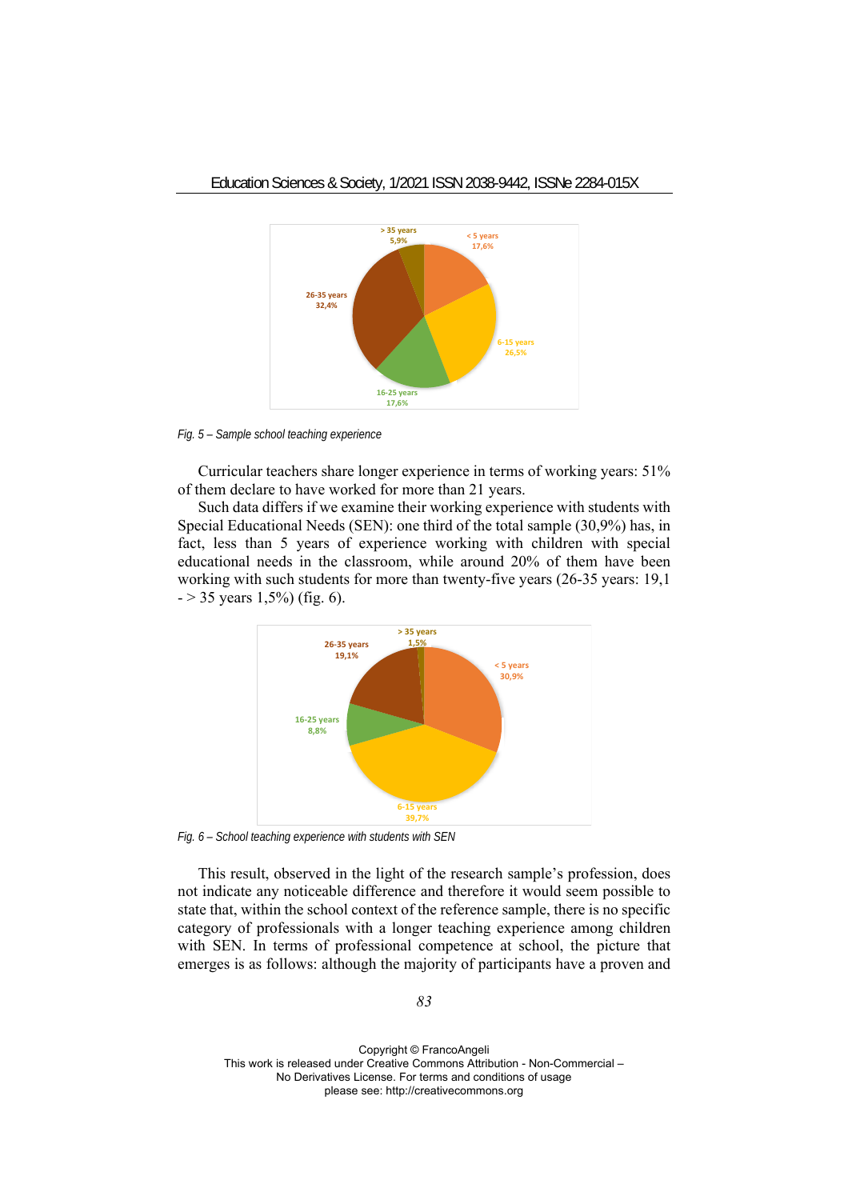*Fig. 5 – Sample school teaching experience*

Curricular teachers share longer experience in terms of working years: 51% of them declare to have worked for more than 21 years.

Such data differs if we examine their working experience with students with Special Educational Needs (SEN): one third of the total sample (30,9%) has, in fact, less than 5 years of experience working with children with special educational needs in the classroom, while around 20% of them have been working with such students for more than twenty-five years (26-35 years: 19,1 - > 35 years 1,5%) (fig. 6).

*Fig. 6 – School teaching experience with students with SEN*

This result, observed in the light of the research sample's profession, does not indicate any noticeable difference and therefore it would seem possible to state that, within the school context of the reference sample, there is no specific category of professionals with a longer teaching experience among children with SEN. In terms of professional competence at school, the picture that emerges is as follows: although the majority of participants have a proven and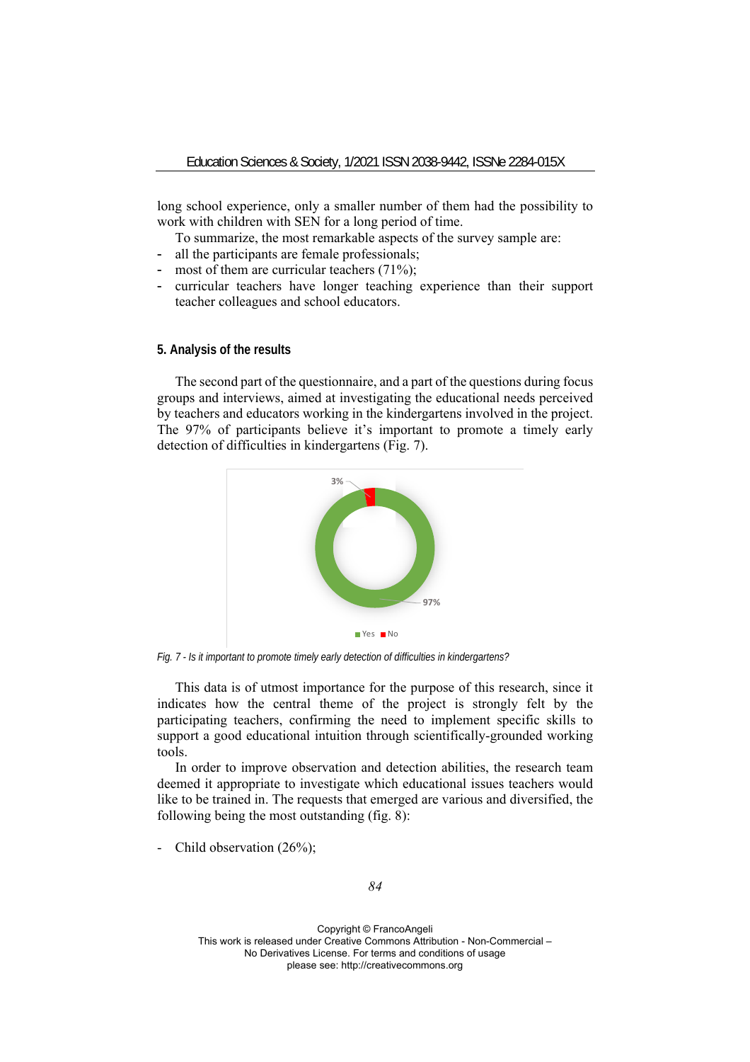long school experience, only a smaller number of them had the possibility to work with children with SEN for a long period of time.

To summarize, the most remarkable aspects of the survey sample are:

- all the participants are female professionals;
- most of them are curricular teachers (71%);
- curricular teachers have longer teaching experience than their support teacher colleagues and school educators.

## 5. Analysis of the results

The second part of the questionnaire, and a part of the questions during focus groups and interviews, aimed at investigating the educational needs perceived by teachers and educators working in the kindergartens involved in the project. The 97% of participants believe it's important to promote a timely early detection of difficulties in kindergartens (Fig. 7).

*Fig. 7 - Is it important to promote timely early detection of difficulties in kindergartens?*

This data is of utmost importance for the purpose of this research, since it indicates how the central theme of the project is strongly felt by the participating teachers, confirming the need to implement specific skills to support a good educational intuition through scientifically-grounded working tools.

In order to improve observation and detection abilities, the research team deemed it appropriate to investigate which educational issues teachers would like to be trained in. The requests that emerged are various and diversified, the following being the most outstanding (fig. 8):

- Child observation (26%);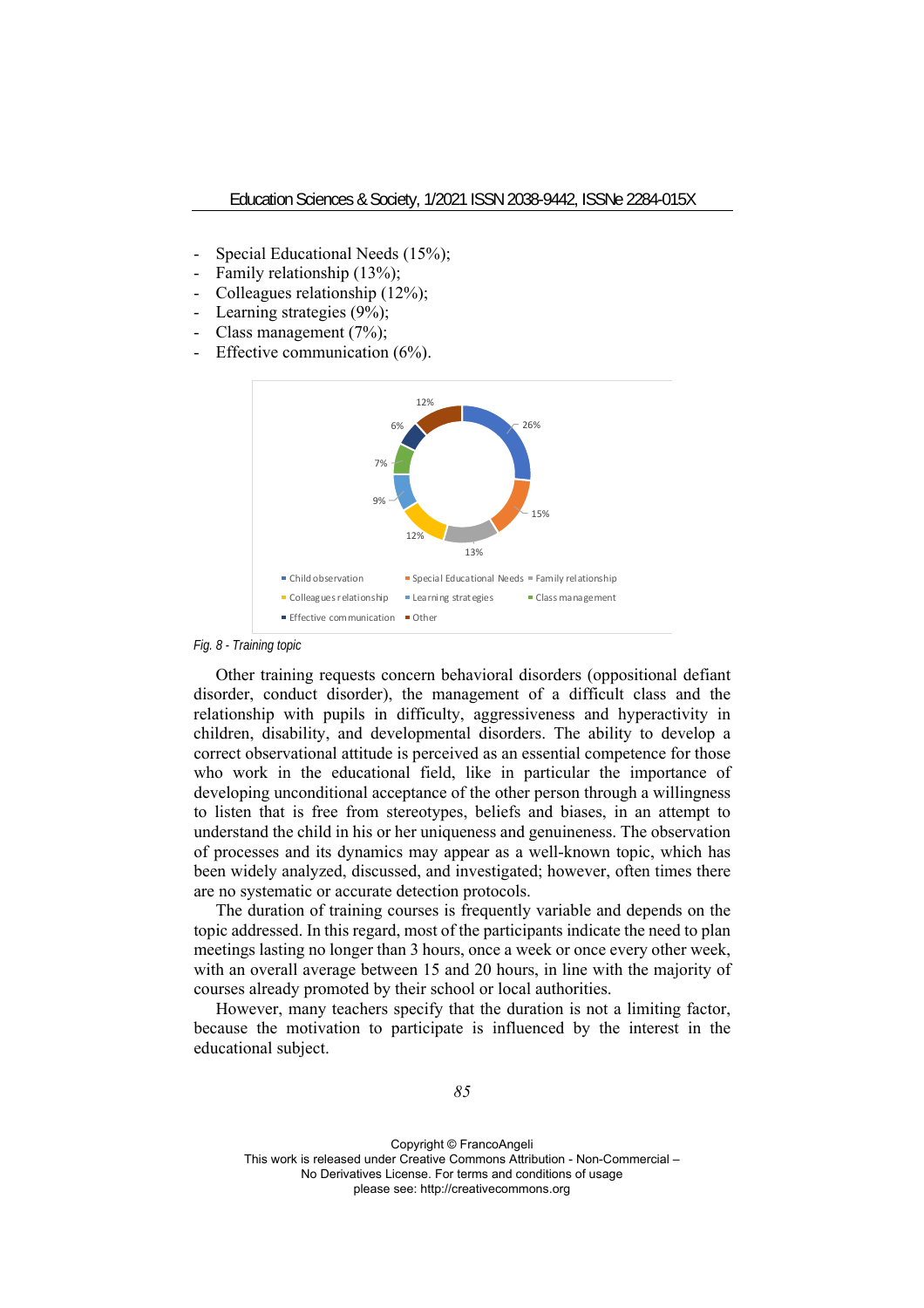- Special Educational Needs (15%);
- Family relationship (13%);
- Colleagues relationship (12%);
- Learning strategies (9%);
- Class management (7%);
- Effective communication (6%).

*Fig. 8 - Training topic*

Other training requests concern behavioral disorders (oppositional defiant disorder, conduct disorder), the management of a difficult class and the relationship with pupils in difficulty, aggressiveness and hyperactivity in children, disability, and developmental disorders. The ability to develop a correct observational attitude is perceived as an essential competence for those who work in the educational field, like in particular the importance of developing unconditional acceptance of the other person through a willingness to listen that is free from stereotypes, beliefs and biases, in an attempt to understand the child in his or her uniqueness and genuineness. The observation of processes and its dynamics may appear as a well-known topic, which has been widely analyzed, discussed, and investigated; however, often times there are no systematic or accurate detection protocols.

The duration of training courses is frequently variable and depends on the topic addressed. In this regard, most of the participants indicate the need to plan meetings lasting no longer than 3 hours, once a week or once every other week, with an overall average between 15 and 20 hours, in line with the majority of courses already promoted by their school or local authorities.

However, many teachers specify that the duration is not a limiting factor, because the motivation to participate is influenced by the interest in the educational subject.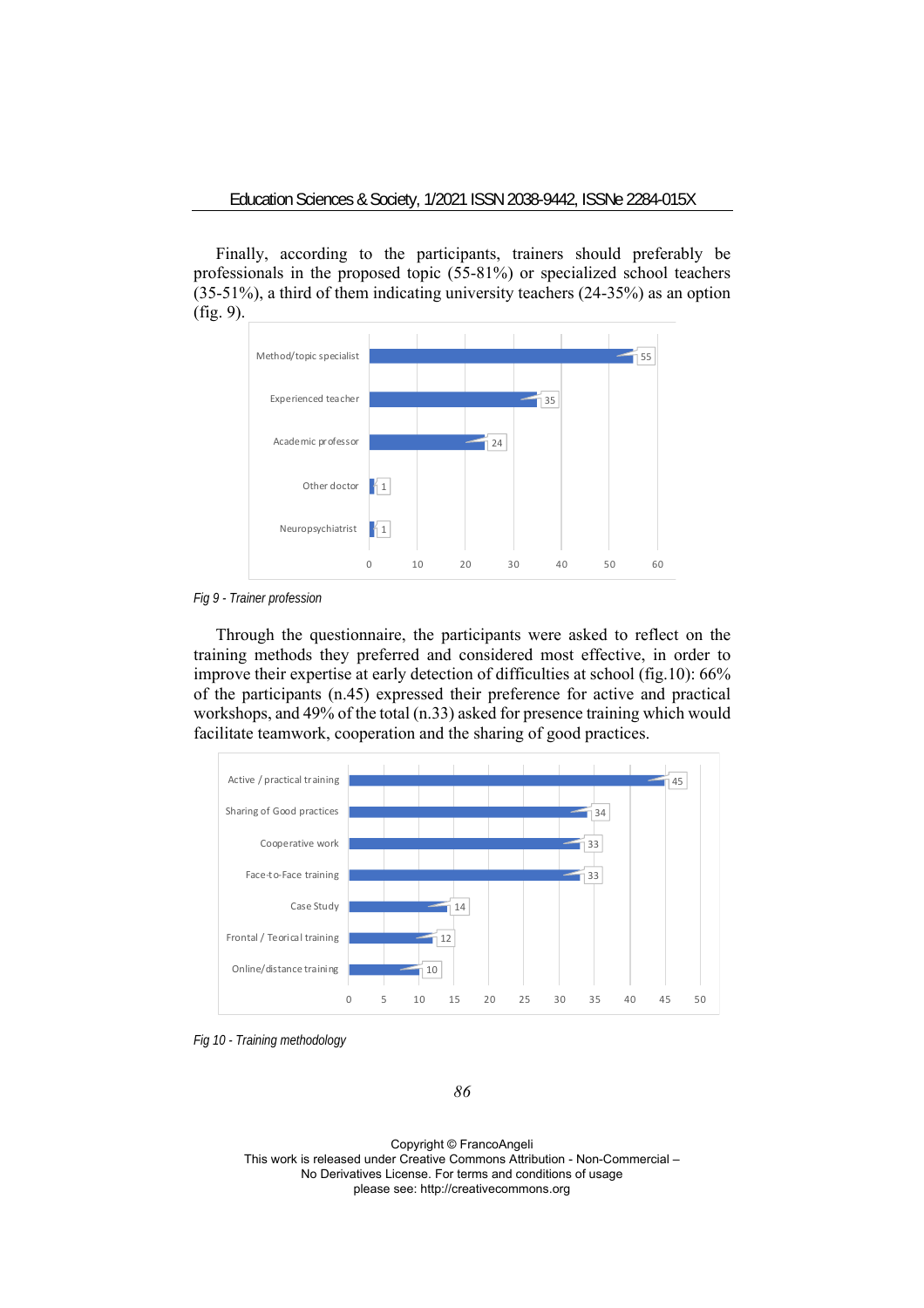Finally, according to the participants, trainers should preferably be professionals in the proposed topic (55-81%) or specialized school teachers (35-51%), a third of them indicating university teachers (24-35%) as an option (fig. 9).

| Trainer profession | Value |
|---|---|
| Method/topic specialist | 55 |
| Experienced teacher | 35 |
| Academic professor | 24 |
| Other doctor | 1 |
| Neuropsychiatrist | 1 |

*Fig 9 - Trainer profession*

Through the questionnaire, the participants were asked to reflect on the training methods they preferred and considered most effective, in order to improve their expertise at early detection of difficulties at school (fig.10): 66% of the participants (n.45) expressed their preference for active and practical workshops, and 49% of the total (n.33) asked for presence training which would facilitate teamwork, cooperation and the sharing of good practices.

| Training methodology | Value |
|---|---|
| Active / practical training | 45 |
| Sharing of Good practices | 34 |
| Cooperative work | 33 |
| Face-to-Face training | 33 |
| Case Study | 14 |
| Frontal / Teorical training | 12 |
| Online/distance training | 10 |

*Fig 10 - Training methodology*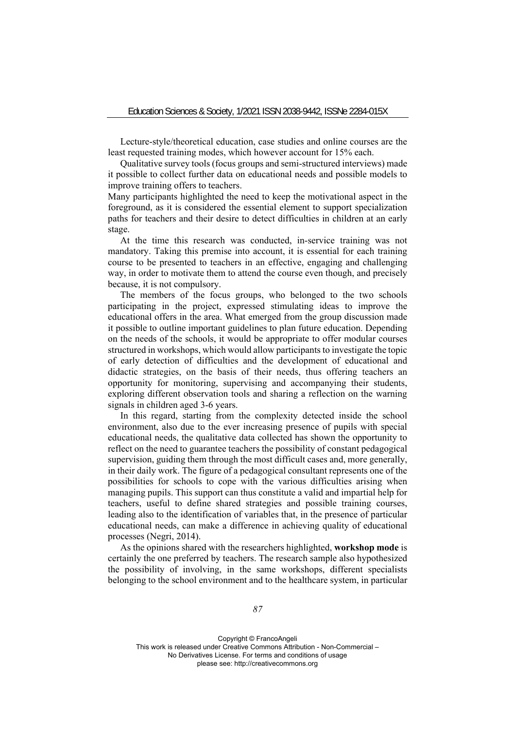Lecture-style/theoretical education, case studies and online courses are the least requested training modes, which however account for 15% each.

Qualitative survey tools (focus groups and semi-structured interviews) made it possible to collect further data on educational needs and possible models to improve training offers to teachers.

Many participants highlighted the need to keep the motivational aspect in the foreground, as it is considered the essential element to support specialization paths for teachers and their desire to detect difficulties in children at an early stage.

At the time this research was conducted, in-service training was not mandatory. Taking this premise into account, it is essential for each training course to be presented to teachers in an effective, engaging and challenging way, in order to motivate them to attend the course even though, and precisely because, it is not compulsory.

The members of the focus groups, who belonged to the two schools participating in the project, expressed stimulating ideas to improve the educational offers in the area. What emerged from the group discussion made it possible to outline important guidelines to plan future education. Depending on the needs of the schools, it would be appropriate to offer modular courses structured in workshops, which would allow participants to investigate the topic of early detection of difficulties and the development of educational and didactic strategies, on the basis of their needs, thus offering teachers an opportunity for monitoring, supervising and accompanying their students, exploring different observation tools and sharing a reflection on the warning signals in children aged 3-6 years.

In this regard, starting from the complexity detected inside the school environment, also due to the ever increasing presence of pupils with special educational needs, the qualitative data collected has shown the opportunity to reflect on the need to guarantee teachers the possibility of constant pedagogical supervision, guiding them through the most difficult cases and, more generally, in their daily work. The figure of a pedagogical consultant represents one of the possibilities for schools to cope with the various difficulties arising when managing pupils. This support can thus constitute a valid and impartial help for teachers, useful to define shared strategies and possible training courses, leading also to the identification of variables that, in the presence of particular educational needs, can make a difference in achieving quality of educational processes (Negri, 2014).

As the opinions shared with the researchers highlighted, **workshop mode** is certainly the one preferred by teachers. The research sample also hypothesized the possibility of involving, in the same workshops, different specialists belonging to the school environment and to the healthcare system, in particular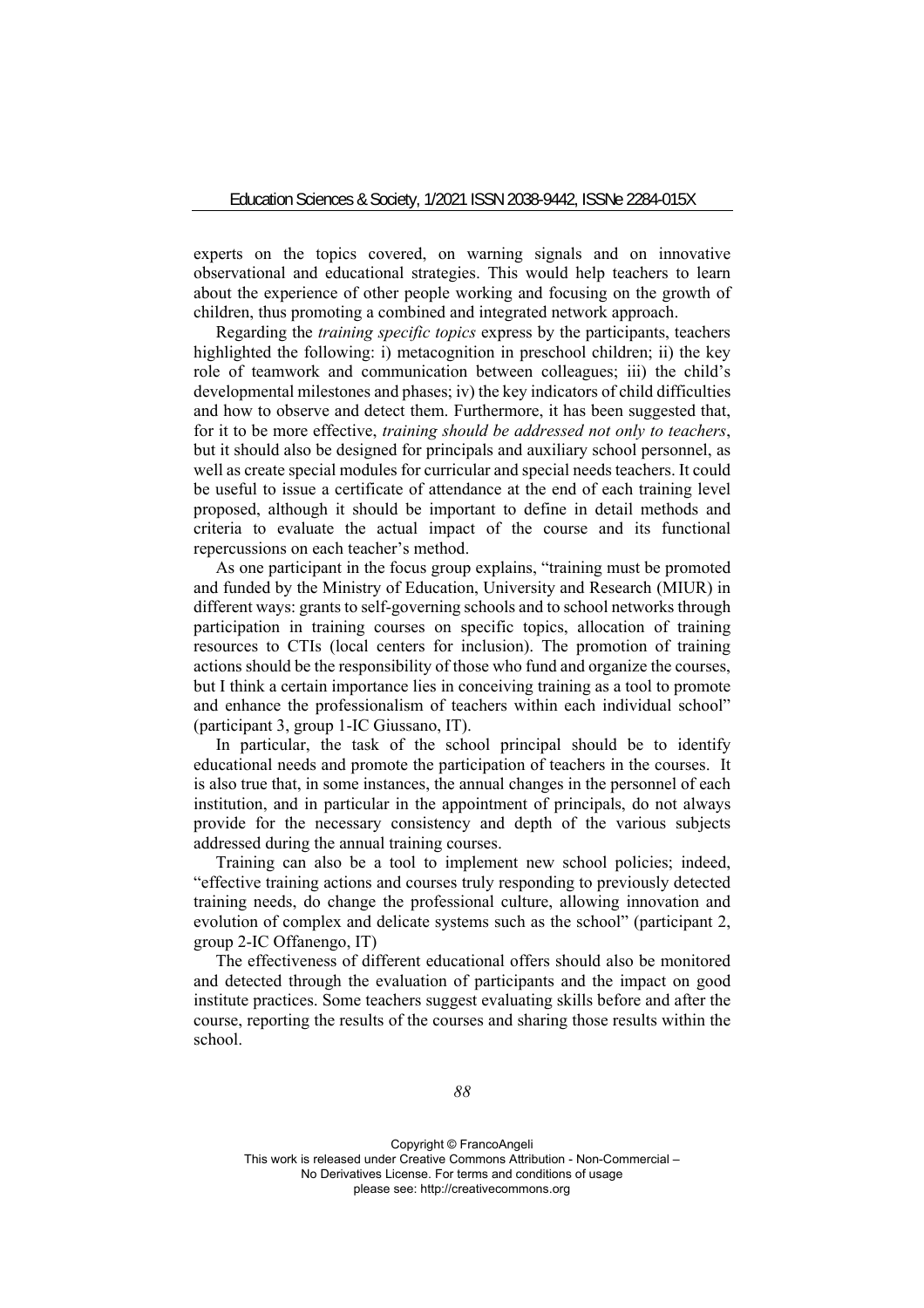experts on the topics covered, on warning signals and on innovative observational and educational strategies. This would help teachers to learn about the experience of other people working and focusing on the growth of children, thus promoting a combined and integrated network approach.

Regarding the *training specific topics* express by the participants, teachers highlighted the following: i) metacognition in preschool children; ii) the key role of teamwork and communication between colleagues; iii) the child's developmental milestones and phases; iv) the key indicators of child difficulties and how to observe and detect them. Furthermore, it has been suggested that, for it to be more effective, *training should be addressed not only to teachers*, but it should also be designed for principals and auxiliary school personnel, as well as create special modules for curricular and special needs teachers. It could be useful to issue a certificate of attendance at the end of each training level proposed, although it should be important to define in detail methods and criteria to evaluate the actual impact of the course and its functional repercussions on each teacher's method.

As one participant in the focus group explains, "training must be promoted and funded by the Ministry of Education, University and Research (MIUR) in different ways: grants to self-governing schools and to school networks through participation in training courses on specific topics, allocation of training resources to CTIs (local centers for inclusion). The promotion of training actions should be the responsibility of those who fund and organize the courses, but I think a certain importance lies in conceiving training as a tool to promote and enhance the professionalism of teachers within each individual school" (participant 3, group 1-IC Giussano, IT).

In particular, the task of the school principal should be to identify educational needs and promote the participation of teachers in the courses. It is also true that, in some instances, the annual changes in the personnel of each institution, and in particular in the appointment of principals, do not always provide for the necessary consistency and depth of the various subjects addressed during the annual training courses.

Training can also be a tool to implement new school policies; indeed, "effective training actions and courses truly responding to previously detected training needs, do change the professional culture, allowing innovation and evolution of complex and delicate systems such as the school" (participant 2, group 2-IC Offanengo, IT)

The effectiveness of different educational offers should also be monitored and detected through the evaluation of participants and the impact on good institute practices. Some teachers suggest evaluating skills before and after the course, reporting the results of the courses and sharing those results within the school.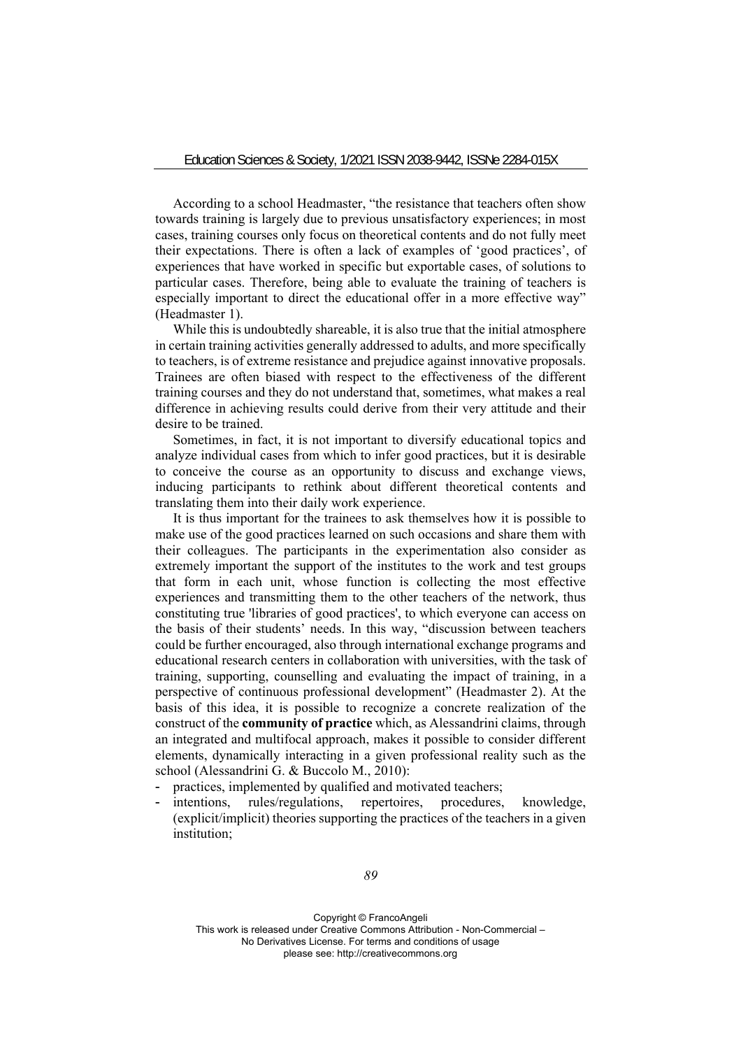According to a school Headmaster, "the resistance that teachers often show towards training is largely due to previous unsatisfactory experiences; in most cases, training courses only focus on theoretical contents and do not fully meet their expectations. There is often a lack of examples of 'good practices', of experiences that have worked in specific but exportable cases, of solutions to particular cases. Therefore, being able to evaluate the training of teachers is especially important to direct the educational offer in a more effective way" (Headmaster 1).

While this is undoubtedly shareable, it is also true that the initial atmosphere in certain training activities generally addressed to adults, and more specifically to teachers, is of extreme resistance and prejudice against innovative proposals. Trainees are often biased with respect to the effectiveness of the different training courses and they do not understand that, sometimes, what makes a real difference in achieving results could derive from their very attitude and their desire to be trained.

Sometimes, in fact, it is not important to diversify educational topics and analyze individual cases from which to infer good practices, but it is desirable to conceive the course as an opportunity to discuss and exchange views, inducing participants to rethink about different theoretical contents and translating them into their daily work experience.

It is thus important for the trainees to ask themselves how it is possible to make use of the good practices learned on such occasions and share them with their colleagues. The participants in the experimentation also consider as extremely important the support of the institutes to the work and test groups that form in each unit, whose function is collecting the most effective experiences and transmitting them to the other teachers of the network, thus constituting true 'libraries of good practices', to which everyone can access on the basis of their students' needs. In this way, "discussion between teachers could be further encouraged, also through international exchange programs and educational research centers in collaboration with universities, with the task of training, supporting, counselling and evaluating the impact of training, in a perspective of continuous professional development" (Headmaster 2). At the basis of this idea, it is possible to recognize a concrete realization of the construct of the **community of practice** which, as Alessandrini claims, through an integrated and multifocal approach, makes it possible to consider different elements, dynamically interacting in a given professional reality such as the school (Alessandrini G. & Buccolo M., 2010):

- practices, implemented by qualified and motivated teachers;
- intentions, rules/regulations, repertoires, procedures, knowledge, (explicit/implicit) theories supporting the practices of the teachers in a given institution;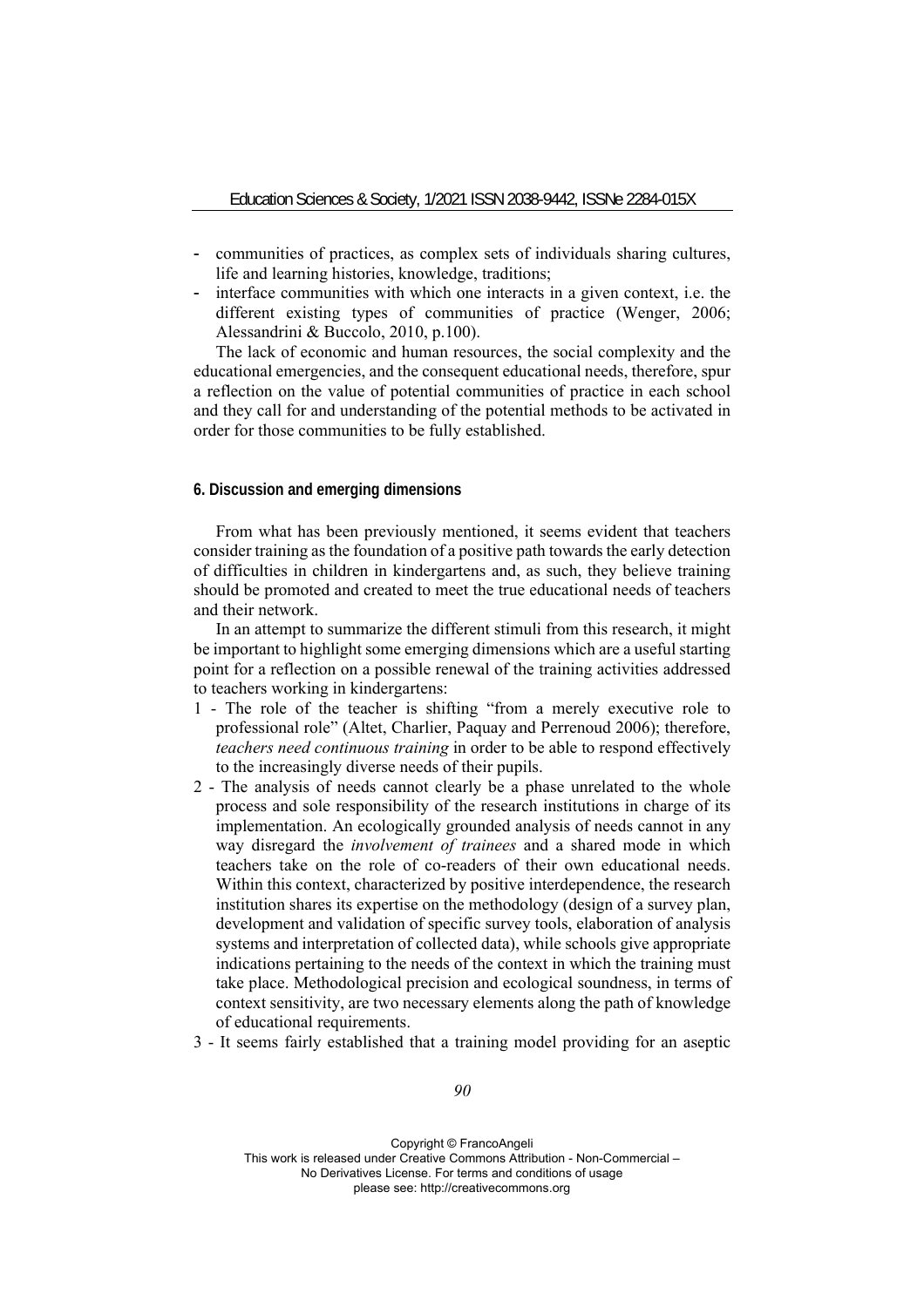- communities of practices, as complex sets of individuals sharing cultures, life and learning histories, knowledge, traditions;
- interface communities with which one interacts in a given context, i.e. the different existing types of communities of practice (Wenger, 2006; Alessandrini & Buccolo, 2010, p.100).

The lack of economic and human resources, the social complexity and the educational emergencies, and the consequent educational needs, therefore, spur a reflection on the value of potential communities of practice in each school and they call for and understanding of the potential methods to be activated in order for those communities to be fully established.

## 6. Discussion and emerging dimensions

From what has been previously mentioned, it seems evident that teachers consider training as the foundation of a positive path towards the early detection of difficulties in children in kindergartens and, as such, they believe training should be promoted and created to meet the true educational needs of teachers and their network.

In an attempt to summarize the different stimuli from this research, it might be important to highlight some emerging dimensions which are a useful starting point for a reflection on a possible renewal of the training activities addressed to teachers working in kindergartens:

1 - The role of the teacher is shifting "from a merely executive role to professional role" (Altet, Charlier, Paquay and Perrenoud 2006); therefore, *teachers need continuous training* in order to be able to respond effectively to the increasingly diverse needs of their pupils.

2 - The analysis of needs cannot clearly be a phase unrelated to the whole process and sole responsibility of the research institutions in charge of its implementation. An ecologically grounded analysis of needs cannot in any way disregard the *involvement of trainees* and a shared mode in which teachers take on the role of co-readers of their own educational needs. Within this context, characterized by positive interdependence, the research institution shares its expertise on the methodology (design of a survey plan, development and validation of specific survey tools, elaboration of analysis systems and interpretation of collected data), while schools give appropriate indications pertaining to the needs of the context in which the training must take place. Methodological precision and ecological soundness, in terms of context sensitivity, are two necessary elements along the path of knowledge of educational requirements.

3 - It seems fairly established that a training model providing for an aseptic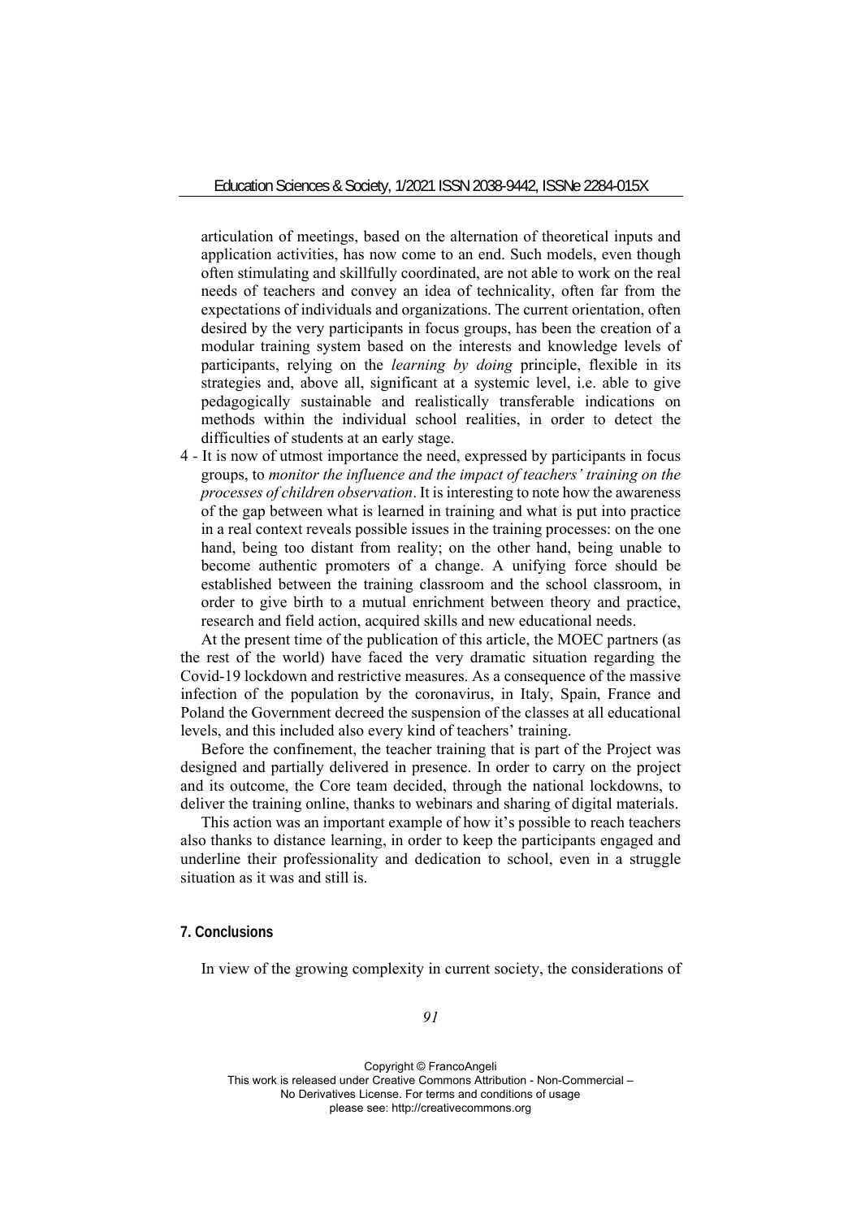articulation of meetings, based on the alternation of theoretical inputs and application activities, has now come to an end. Such models, even though often stimulating and skillfully coordinated, are not able to work on the real needs of teachers and convey an idea of technicality, often far from the expectations of individuals and organizations. The current orientation, often desired by the very participants in focus groups, has been the creation of a modular training system based on the interests and knowledge levels of participants, relying on the *learning by doing* principle, flexible in its strategies and, above all, significant at a systemic level, i.e. able to give pedagogically sustainable and realistically transferable indications on methods within the individual school realities, in order to detect the difficulties of students at an early stage.

4 - It is now of utmost importance the need, expressed by participants in focus groups, to *monitor the influence and the impact of teachers' training on the processes of children observation*. It is interesting to note how the awareness of the gap between what is learned in training and what is put into practice in a real context reveals possible issues in the training processes: on the one hand, being too distant from reality; on the other hand, being unable to become authentic promoters of a change. A unifying force should be established between the training classroom and the school classroom, in order to give birth to a mutual enrichment between theory and practice, research and field action, acquired skills and new educational needs.

At the present time of the publication of this article, the MOEC partners (as the rest of the world) have faced the very dramatic situation regarding the Covid-19 lockdown and restrictive measures. As a consequence of the massive infection of the population by the coronavirus, in Italy, Spain, France and Poland the Government decreed the suspension of the classes at all educational levels, and this included also every kind of teachers' training.

Before the confinement, the teacher training that is part of the Project was designed and partially delivered in presence. In order to carry on the project and its outcome, the Core team decided, through the national lockdowns, to deliver the training online, thanks to webinars and sharing of digital materials.

This action was an important example of how it's possible to reach teachers also thanks to distance learning, in order to keep the participants engaged and underline their professionality and dedication to school, even in a struggle situation as it was and still is.

## 7. Conclusions

In view of the growing complexity in current society, the considerations of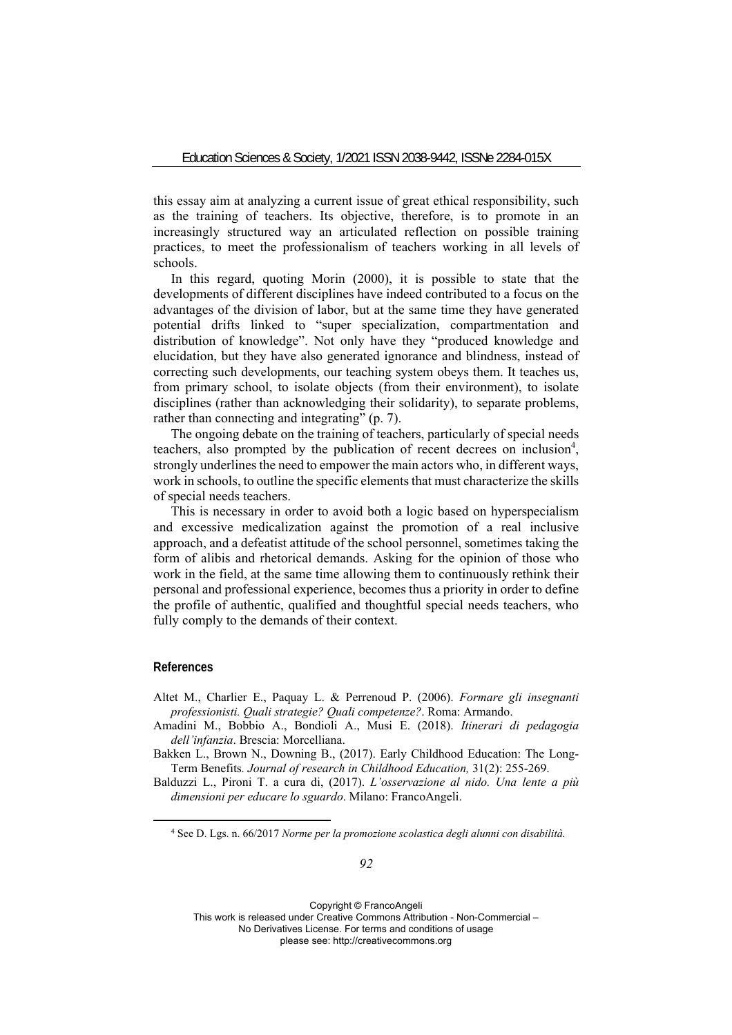this essay aim at analyzing a current issue of great ethical responsibility, such as the training of teachers. Its objective, therefore, is to promote in an increasingly structured way an articulated reflection on possible training practices, to meet the professionalism of teachers working in all levels of schools.

In this regard, quoting Morin (2000), it is possible to state that the developments of different disciplines have indeed contributed to a focus on the advantages of the division of labor, but at the same time they have generated potential drifts linked to "super specialization, compartmentation and distribution of knowledge". Not only have they "produced knowledge and elucidation, but they have also generated ignorance and blindness, instead of correcting such developments, our teaching system obeys them. It teaches us, from primary school, to isolate objects (from their environment), to isolate disciplines (rather than acknowledging their solidarity), to separate problems, rather than connecting and integrating" (p. 7).

The ongoing debate on the training of teachers, particularly of special needs teachers, also prompted by the publication of recent decrees on inclusion[4], strongly underlines the need to empower the main actors who, in different ways, work in schools, to outline the specific elements that must characterize the skills of special needs teachers.

This is necessary in order to avoid both a logic based on hyperspecialism and excessive medicalization against the promotion of a real inclusive approach, and a defeatist attitude of the school personnel, sometimes taking the form of alibis and rhetorical demands. Asking for the opinion of those who work in the field, at the same time allowing them to continuously rethink their personal and professional experience, becomes thus a priority in order to define the profile of authentic, qualified and thoughtful special needs teachers, who fully comply to the demands of their context.

## References

Altet M., Charlier E., Paquay L. & Perrenoud P. (2006). *Formare gli insegnanti professionisti. Quali strategie? Quali competenze?*. Roma: Armando.

Amadini M., Bobbio A., Bondioli A., Musi E. (2018). *Itinerari di pedagogia dell'infanzia*. Brescia: Morcelliana.

Bakken L., Brown N., Downing B., (2017). Early Childhood Education: The Long-Term Benefits. *Journal of research in Childhood Education,* 31(2): 255-269.

Balduzzi L., Pironi T. a cura di, (2017). *L'osservazione al nido. Una lente a più dimensioni per educare lo sguardo*. Milano: FrancoAngeli.

[4] See D. Lgs. n. 66/2017 *Norme per la promozione scolastica degli alunni con disabilità.*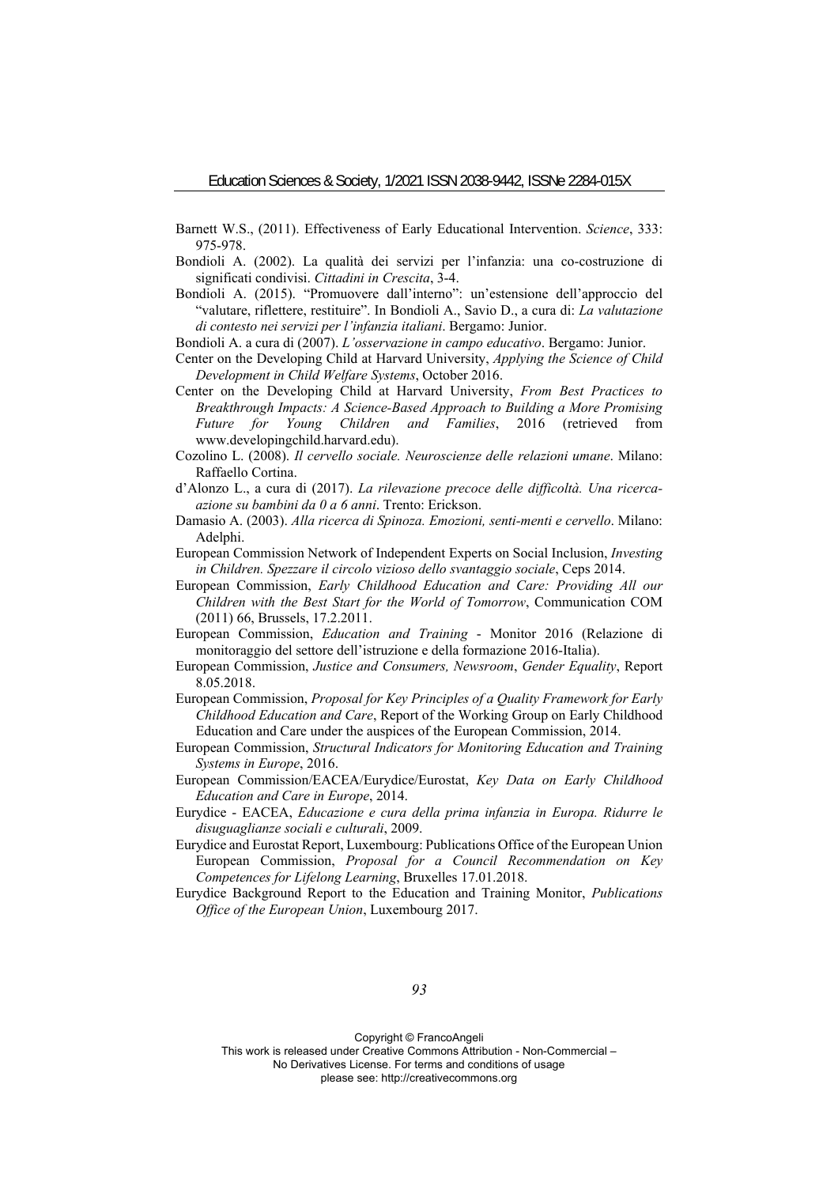Barnett W.S., (2011). Effectiveness of Early Educational Intervention. *Science*, 333: 975-978.

Bondioli A. (2002). La qualità dei servizi per l'infanzia: una co-costruzione di significati condivisi. *Cittadini in Crescita*, 3-4.

Bondioli A. (2015). "Promuovere dall'interno": un'estensione dell'approccio del "valutare, riflettere, restituire". In Bondioli A., Savio D., a cura di: *La valutazione di contesto nei servizi per l'infanzia italiani*. Bergamo: Junior.

Bondioli A. a cura di (2007). *L'osservazione in campo educativo*. Bergamo: Junior.

Center on the Developing Child at Harvard University, *Applying the Science of Child Development in Child Welfare Systems*, October 2016.

Center on the Developing Child at Harvard University, *From Best Practices to Breakthrough Impacts: A Science-Based Approach to Building a More Promising Future for Young Children and Families*, 2016 (retrieved from www.developingchild.harvard.edu).

Cozolino L. (2008). *Il cervello sociale. Neuroscienze delle relazioni umane*. Milano: Raffaello Cortina.

d'Alonzo L., a cura di (2017). *La rilevazione precoce delle difficoltà. Una ricerca-azione su bambini da 0 a 6 anni*. Trento: Erickson.

Damasio A. (2003). *Alla ricerca di Spinoza. Emozioni, senti-menti e cervello*. Milano: Adelphi.

European Commission Network of Independent Experts on Social Inclusion, *Investing in Children. Spezzare il circolo vizioso dello svantaggio sociale*, Ceps 2014.

European Commission, *Early Childhood Education and Care: Providing All our Children with the Best Start for the World of Tomorrow*, Communication COM (2011) 66, Brussels, 17.2.2011.

European Commission, *Education and Training* - Monitor 2016 (Relazione di monitoraggio del settore dell'istruzione e della formazione 2016-Italia).

European Commission, *Justice and Consumers, Newsroom*, *Gender Equality*, Report 8.05.2018.

European Commission, *Proposal for Key Principles of a Quality Framework for Early Childhood Education and Care*, Report of the Working Group on Early Childhood Education and Care under the auspices of the European Commission, 2014.

European Commission, *Structural Indicators for Monitoring Education and Training Systems in Europe*, 2016.

European Commission/EACEA/Eurydice/Eurostat, *Key Data on Early Childhood Education and Care in Europe*, 2014.

Eurydice - EACEA, *Educazione e cura della prima infanzia in Europa. Ridurre le disuguaglianze sociali e culturali*, 2009.

Eurydice and Eurostat Report, Luxembourg: Publications Office of the European Union European Commission, *Proposal for a Council Recommendation on Key Competences for Lifelong Learning*, Bruxelles 17.01.2018.

Eurydice Background Report to the Education and Training Monitor, *Publications Office of the European Union*, Luxembourg 2017.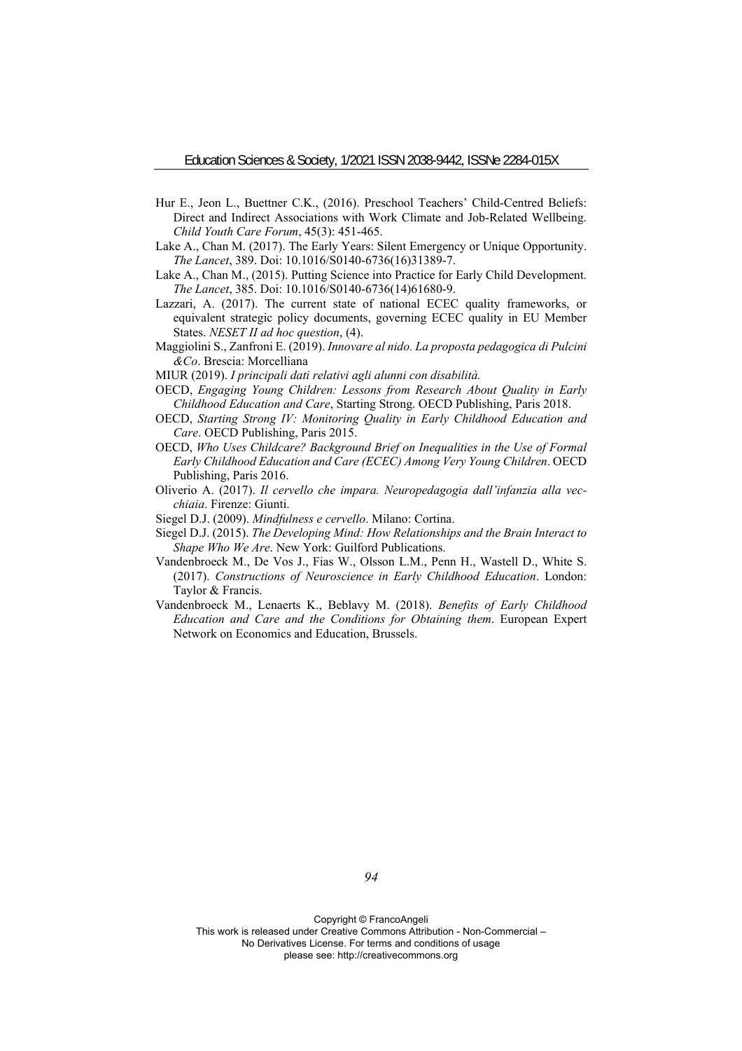Hur E., Jeon L., Buettner C.K., (2016). Preschool Teachers' Child-Centred Beliefs: Direct and Indirect Associations with Work Climate and Job-Related Wellbeing. *Child Youth Care Forum*, 45(3): 451-465.

Lake A., Chan M. (2017). The Early Years: Silent Emergency or Unique Opportunity. *The Lancet*, 389. Doi: 10.1016/S0140-6736(16)31389-7.

Lake A., Chan M., (2015). Putting Science into Practice for Early Child Development. *The Lancet*, 385. Doi: 10.1016/S0140-6736(14)61680-9.

Lazzari, A. (2017). The current state of national ECEC quality frameworks, or equivalent strategic policy documents, governing ECEC quality in EU Member States. *NESET II ad hoc question*, (4).

Maggiolini S., Zanfroni E. (2019). *Innovare al nido. La proposta pedagogica di Pulcini &Co*. Brescia: Morcelliana

MIUR (2019). *I principali dati relativi agli alunni con disabilità.*

OECD, *Engaging Young Children: Lessons from Research About Quality in Early Childhood Education and Care*, Starting Strong. OECD Publishing, Paris 2018.

OECD, *Starting Strong IV: Monitoring Quality in Early Childhood Education and Care*. OECD Publishing, Paris 2015.

OECD, *Who Uses Childcare? Background Brief on Inequalities in the Use of Formal Early Childhood Education and Care (ECEC) Among Very Young Children*. OECD Publishing, Paris 2016.

Oliverio A. (2017). *Il cervello che impara. Neuropedagogia dall'infanzia alla vecchiaia*. Firenze: Giunti.

Siegel D.J. (2009). *Mindfulness e cervello*. Milano: Cortina.

Siegel D.J. (2015). *The Developing Mind: How Relationships and the Brain Interact to Shape Who We Are*. New York: Guilford Publications.

Vandenbroeck M., De Vos J., Fias W., Olsson L.M., Penn H., Wastell D., White S. (2017). *Constructions of Neuroscience in Early Childhood Education*. London: Taylor & Francis.

Vandenbroeck M., Lenaerts K., Beblavy M. (2018). *Benefits of Early Childhood Education and Care and the Conditions for Obtaining them*. European Expert Network on Economics and Education, Brussels.